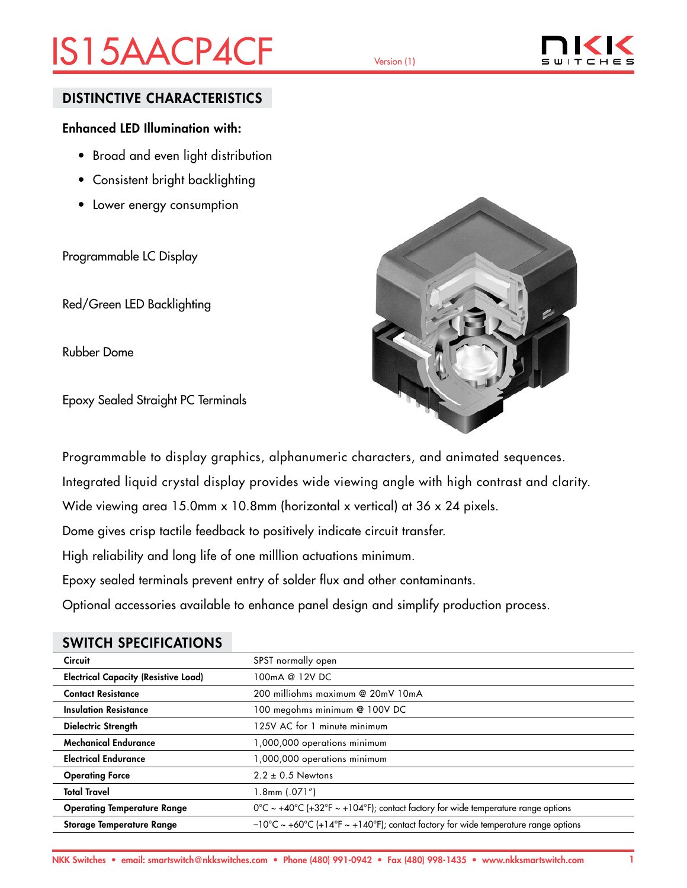# IS15AACP4CF

Version (1)

## DISTINCTIVE CHARACTERISTICS

**Enhanced LED Illumination with:**

- Broad and even light distribution
- Consistent bright backlighting
- Lower energy consumption

Programmable LC Display

Red/Green LED Backlighting

Rubber Dome

Epoxy Sealed Straight PC Terminals

Programmable to display graphics, alphanumeric characters, and animated sequences.

Integrated liquid crystal display provides wide viewing angle with high contrast and clarity.

Wide viewing area 15.0mm x 10.8mm (horizontal x vertical) at 36 x 24 pixels.

Dome gives crisp tactile feedback to positively indicate circuit transfer.

High reliability and long life of one milllion actuations minimum.

Epoxy sealed terminals prevent entry of solder flux and other contaminants.

Optional accessories available to enhance panel design and simplify production process.

## SWITCH SPECIFICATIONS

| | |
|---|---|
| **Circuit** | SPST normally open |
| **Electrical Capacity (Resistive Load)** | 100mA @ 12V DC |
| **Contact Resistance** | 200 milliohms maximum @ 20mV 10mA |
| **Insulation Resistance** | 100 megohms minimum @ 100V DC |
| **Dielectric Strength** | 125V AC for 1 minute minimum |
| **Mechanical Endurance** | 1,000,000 operations minimum |
| **Electrical Endurance** | 1,000,000 operations minimum |
| **Operating Force** | 2.2 ± 0.5 Newtons |
| **Total Travel** | 1.8mm (.071″) |
| **Operating Temperature Range** | 0°C ~ +40°C (+32°F ~ +104°F); contact factory for wide temperature range options |
| **Storage Temperature Range** | −10°C ~ +60°C (+14°F ~ +140°F); contact factory for wide temperature range options |

NKK Switches • email: smartswitch@nkkswitches.com • Phone (480) 991-0942 • Fax (480) 998-1435 • www.nkksmartswitch.com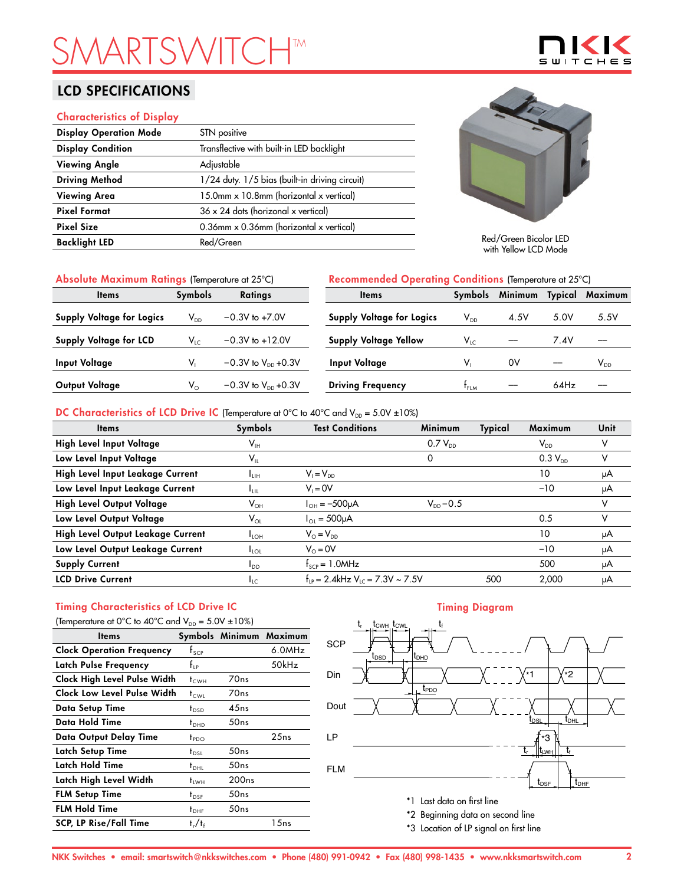# SMARTSWITCH™

## LCD SPECIFICATIONS

### Characteristics of Display

| | |
|---|---|
| **Display Operation Mode** | STN positive |
| **Display Condition** | Transflective with built-in LED backlight |
| **Viewing Angle** | Adjustable |
| **Driving Method** | 1/24 duty. 1/5 bias (built-in driving circuit) |
| **Viewing Area** | 15.0mm x 10.8mm (horizontal x vertical) |
| **Pixel Format** | 36 x 24 dots (horizonal x vertical) |
| **Pixel Size** | 0.36mm x 0.36mm (horizontal x vertical) |
| **Backlight LED** | Red/Green |

Red/Green Bicolor LED with Yellow LCD Mode

### Absolute Maximum Ratings (Temperature at 25°C)

| Items | Symbols | Ratings |
|---|---|---|
| **Supply Voltage for Logics** | $V_{DD}$ | −0.3V to +7.0V |
| **Supply Voltage for LCD** | $V_{LC}$ | −0.3V to +12.0V |
| **Input Voltage** | $V_I$ | −0.3V to $V_{DD}$ +0.3V |
| **Output Voltage** | $V_O$ | −0.3V to $V_{DD}$ +0.3V |

### Recommended Operating Conditions (Temperature at 25°C)

| Items | Symbols | Minimum | Typical | Maximum |
|---|---|---|---|---|
| **Supply Voltage for Logics** | $V_{DD}$ | 4.5V | 5.0V | 5.5V |
| **Supply Voltage Yellow** | $V_{LC}$ | — | 7.4V | — |
| **Input Voltage** | $V_I$ | 0V | — | $V_{DD}$ |
| **Driving Frequency** | $f_{FLM}$ | — | 64Hz | — |

### DC Characteristics of LCD Drive IC (Temperature at 0°C to 40°C and $V_{DD}$ = 5.0V ±10%)

| Items | Symbols | Test Conditions | Minimum | Typical | Maximum | Unit |
|---|---|---|---|---|---|---|
| **High Level Input Voltage** | $V_{IH}$ | | 0.7 $V_{DD}$ | | $V_{DD}$ | V |
| **Low Level Input Voltage** | $V_{IL}$ | | 0 | | 0.3 $V_{DD}$ | V |
| **High Level Input Leakage Current** | $I_{LIH}$ | $V_I = V_{DD}$ | | | 10 | μA |
| **Low Level Input Leakage Current** | $I_{LIL}$ | $V_I$ = 0V | | | −10 | μA |
| **High Level Output Voltage** | $V_{OH}$ | $I_{OH}$ = −500μA | $V_{DD}$ − 0.5 | | | V |
| **Low Level Output Voltage** | $V_{OL}$ | $I_{OL}$ = 500μA | | | 0.5 | V |
| **High Level Output Leakage Current** | $I_{LOH}$ | $V_O = V_{DD}$ | | | 10 | μA |
| **Low Level Output Leakage Current** | $I_{LOL}$ | $V_O$ = 0V | | | −10 | μA |
| **Supply Current** | $I_{DD}$ | $f_{SCP}$ = 1.0MHz | | | 500 | μA |
| **LCD Drive Current** | $I_{LC}$ | $f_{LP}$ = 2.4kHz $V_{LC}$ = 7.3V ~ 7.5V | | 500 | 2,000 | μA |

### Timing Characteristics of LCD Drive IC

(Temperature at 0°C to 40°C and $V_{DD}$ = 5.0V ±10%)

| Items | Symbols | Minimum | Maximum |
|---|---|---|---|
| **Clock Operation Frequency** | $f_{SCP}$ | | 6.0MHz |
| **Latch Pulse Frequency** | $f_{LP}$ | | 50kHz |
| **Clock High Level Pulse Width** | $t_{CWH}$ | 70ns | |
| **Clock Low Level Pulse Width** | $t_{CWL}$ | 70ns | |
| **Data Setup Time** | $t_{DSD}$ | 45ns | |
| **Data Hold Time** | $t_{DHD}$ | 50ns | |
| **Data Output Delay Time** | $t_{PDO}$ | | 25ns |
| **Latch Setup Time** | $t_{DSL}$ | 50ns | |
| **Latch Hold Time** | $t_{DHL}$ | 50ns | |
| **Latch High Level Width** | $t_{LWH}$ | 200ns | |
| **FLM Setup Time** | $t_{DSF}$ | 50ns | |
| **FLM Hold Time** | $t_{DHF}$ | 50ns | |
| **SCP, LP Rise/Fall Time** | $t_r/t_f$ | | 15ns |

### Timing Diagram

SCP, Din, Dout, LP, FLM ($t_r$, $t_{CWH}$, $t_{CWL}$, $t_f$, $t_{DSD}$, $t_{DHD}$, $t_{PDO}$, $t_{DSL}$, $t_{DHL}$, $t_{LWH}$, $t_{DSF}$, $t_{DHF}$)

*1 Last data on first line
*2 Beginning data on second line
*3 Location of LP signal on first line

NKK Switches • email: smartswitch@nkkswitches.com • Phone (480) 991-0942 • Fax (480) 998-1435 • www.nkksmartswitch.com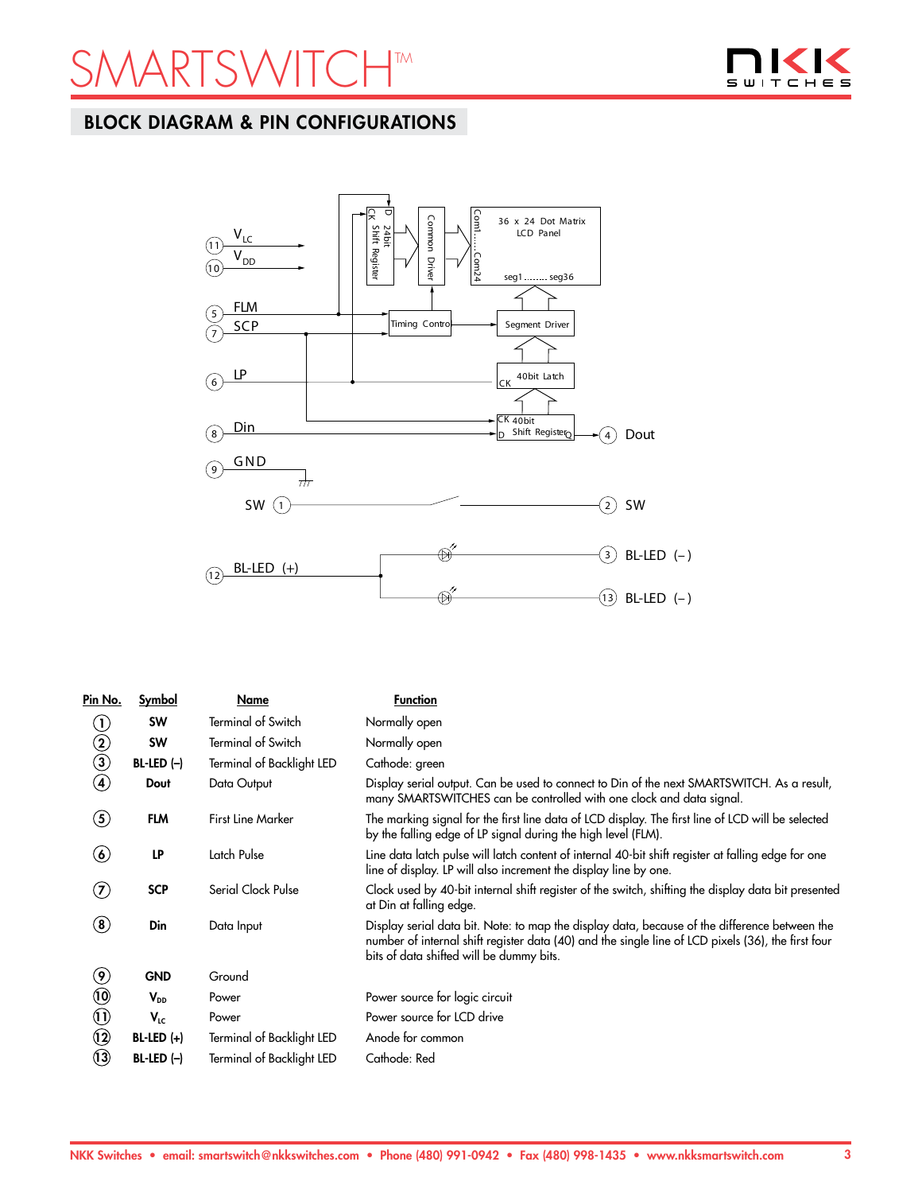## BLOCK DIAGRAM & PIN CONFIGURATIONS

| Pin No. | Symbol | Name | Function |
|---|---|---|---|
| 1 | SW | Terminal of Switch | Normally open |
| 2 | SW | Terminal of Switch | Normally open |
| 3 | BL-LED (–) | Terminal of Backlight LED | Cathode: green |
| 4 | Dout | Data Output | Display serial output. Can be used to connect to Din of the next SMARTSWITCH. As a result, many SMARTSWITCHES can be controlled with one clock and data signal. |
| 5 | FLM | First Line Marker | The marking signal for the first line data of LCD display. The first line of LCD will be selected by the falling edge of LP signal during the high level (FLM). |
| 6 | LP | Latch Pulse | Line data latch pulse will latch content of internal 40-bit shift register at falling edge for one line of display. LP will also increment the display line by one. |
| 7 | SCP | Serial Clock Pulse | Clock used by 40-bit internal shift register of the switch, shifting the display data bit presented at Din at falling edge. |
| 8 | Din | Data Input | Display serial data bit. Note: to map the display data, because of the difference between the number of internal shift register data (40) and the single line of LCD pixels (36), the first four bits of data shifted will be dummy bits. |
| 9 | GND | Ground | |
| 10 | $V_{DD}$ | Power | Power source for logic circuit |
| 11 | $V_{LC}$ | Power | Power source for LCD drive |
| 12 | BL-LED (+) | Terminal of Backlight LED | Anode for common |
| 13 | BL-LED (–) | Terminal of Backlight LED | Cathode: Red |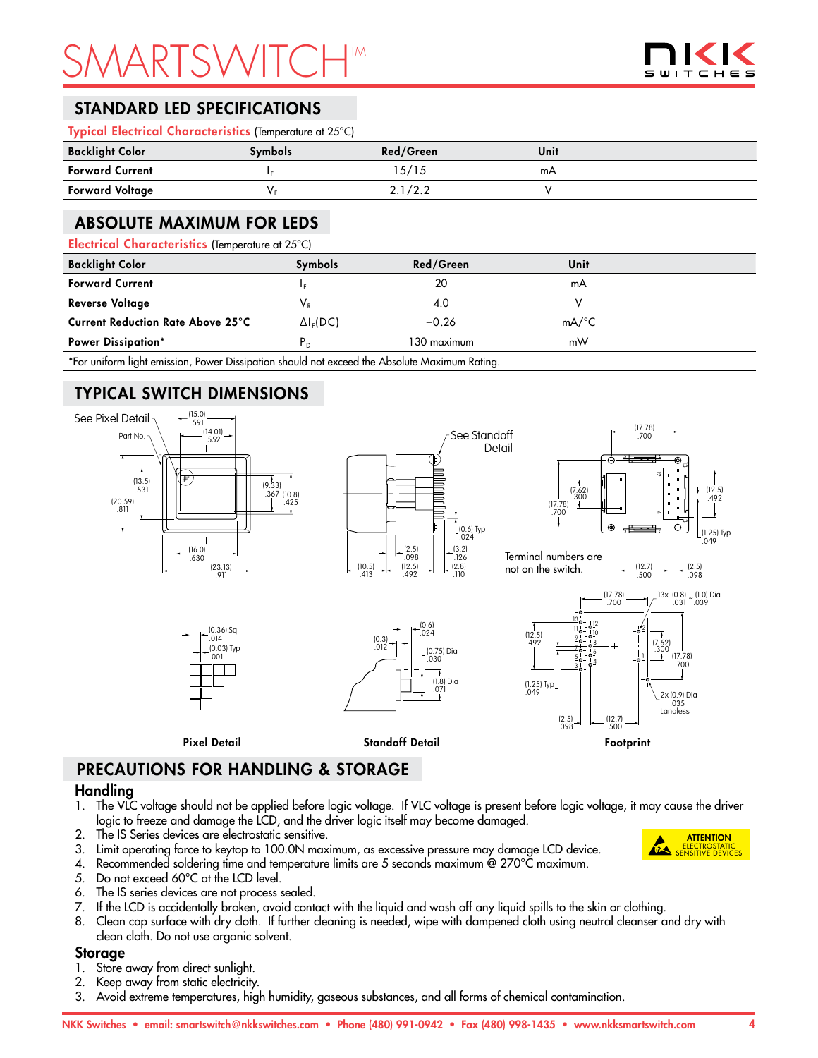# STANDARD LED SPECIFICATIONS

Typical Electrical Characteristics (Temperature at 25°C)

| Backlight Color | Symbols | Red/Green | Unit |
|---|---|---|---|
| Forward Current | $I_F$ | 15/15 | mA |
| Forward Voltage | $V_F$ | 2.1/2.2 | V |

# ABSOLUTE MAXIMUM FOR LEDS

Electrical Characteristics (Temperature at 25°C)

| Backlight Color | Symbols | Red/Green | Unit |
|---|---|---|---|
| Forward Current | $I_F$ | 20 | mA |
| Reverse Voltage | $V_R$ | 4.0 | V |
| Current Reduction Rate Above 25°C | $\Delta I_F$(DC) | −0.26 | mA/°C |
| Power Dissipation* | $P_D$ | 130 maximum | mW |

*For uniform light emission, Power Dissipation should not exceed the Absolute Maximum Rating.

# TYPICAL SWITCH DIMENSIONS

See Pixel Detail
Part No.
(15.0) .591
(14.01) .552
(13.5) .531
(20.59) .811
(9.33) .367
(10.8) .425
(16.0) .630
(23.13) .911

See Standoff Detail
(0.6) Typ .024
(2.5) .098
(3.2) .126
(10.5) .413
(12.5) .492
(2.8) .110

(17.78) .700
(7.62) .300
(17.78) .700
(12.5) .492
(1.25) Typ .049
(12.7) .500
(2.5) .098
Terminal numbers are not on the switch.

(0.36) Sq .014
(0.03) Typ .001

Pixel Detail

(0.6) .024
(0.3) .012
(0.75) Dia .030
(1.8) Dia .071

Standoff Detail

(17.78) .700
13x (0.8) .031 ~ (1.0) Dia .039
(12.5) .492
(7.62) .300
(17.78) .700
(1.25) Typ .049
2x (0.9) Dia .035 Landless
(2.5) .098
(12.7) .500

Footprint

# PRECAUTIONS FOR HANDLING & STORAGE

## Handling

1. The VLC voltage should not be applied before logic voltage. If VLC voltage is present before logic voltage, it may cause the driver logic to freeze and damage the LCD, and the driver logic itself may become damaged.
2. The IS Series devices are electrostatic sensitive.
3. Limit operating force to keytop to 100.0N maximum, as excessive pressure may damage LCD device.
4. Recommended soldering time and temperature limits are 5 seconds maximum @ 270°C maximum.
5. Do not exceed 60°C at the LCD level.
6. The IS series devices are not process sealed.
7. If the LCD is accidentally broken, avoid contact with the liquid and wash off any liquid spills to the skin or clothing.
8. Clean cap surface with dry cloth. If further cleaning is needed, wipe with dampened cloth using neutral cleanser and dry with clean cloth. Do not use organic solvent.

ATTENTION ELECTROSTATIC SENSITIVE DEVICES

## Storage

1. Store away from direct sunlight.
2. Keep away from static electricity.
3. Avoid extreme temperatures, high humidity, gaseous substances, and all forms of chemical contamination.